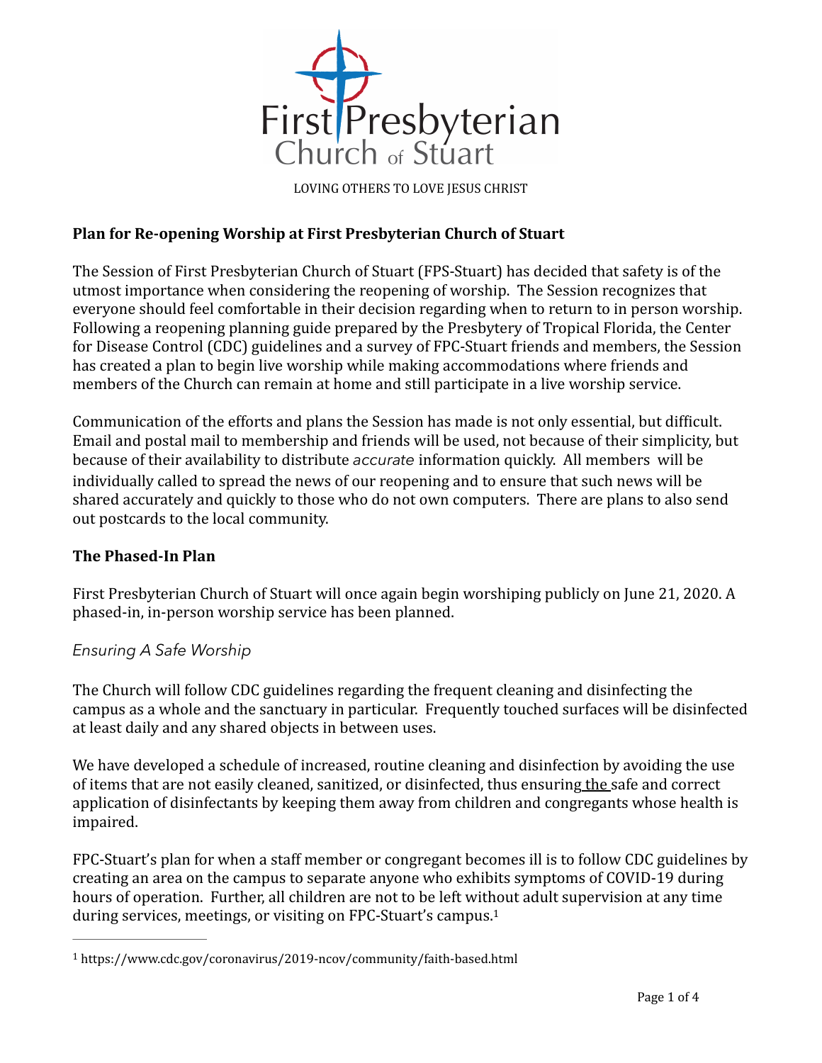First Presbyterian Church of Stuart

LOVING OTHERS TO LOVE JESUS CHRIST

**Plan for Re-opening Worship at First Presbyterian Church of Stuart**

The Session of First Presbyterian Church of Stuart (FPS-Stuart) has decided that safety is of the utmost importance when considering the reopening of worship. The Session recognizes that everyone should feel comfortable in their decision regarding when to return to in person worship. Following a reopening planning guide prepared by the Presbytery of Tropical Florida, the Center for Disease Control (CDC) guidelines and a survey of FPC-Stuart friends and members, the Session has created a plan to begin live worship while making accommodations where friends and members of the Church can remain at home and still participate in a live worship service.

Communication of the efforts and plans the Session has made is not only essential, but difficult. Email and postal mail to membership and friends will be used, not because of their simplicity, but because of their availability to distribute *accurate* information quickly. All members will be individually called to spread the news of our reopening and to ensure that such news will be shared accurately and quickly to those who do not own computers. There are plans to also send out postcards to the local community.

**The Phased-In Plan**

First Presbyterian Church of Stuart will once again begin worshiping publicly on June 21, 2020. A phased-in, in-person worship service has been planned.

*Ensuring A Safe Worship*

The Church will follow CDC guidelines regarding the frequent cleaning and disinfecting the campus as a whole and the sanctuary in particular. Frequently touched surfaces will be disinfected at least daily and any shared objects in between uses.

We have developed a schedule of increased, routine cleaning and disinfection by avoiding the use of items that are not easily cleaned, sanitized, or disinfected, thus ensuring the safe and correct application of disinfectants by keeping them away from children and congregants whose health is impaired.

FPC-Stuart's plan for when a staff member or congregant becomes ill is to follow CDC guidelines by creating an area on the campus to separate anyone who exhibits symptoms of COVID-19 during hours of operation. Further, all children are not to be left without adult supervision at any time during services, meetings, or visiting on FPC-Stuart's campus.[1]

---

[1] https://www.cdc.gov/coronavirus/2019-ncov/community/faith-based.html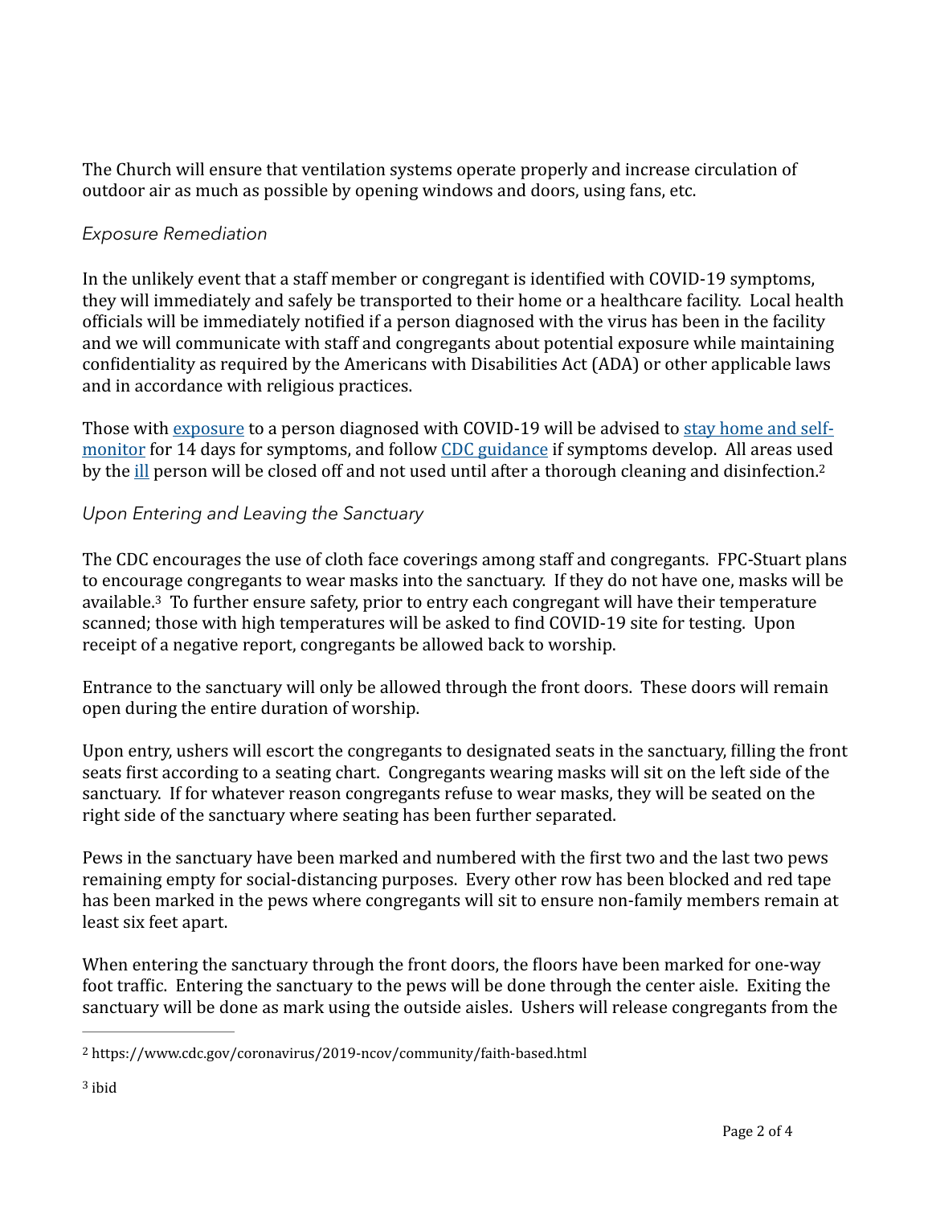The Church will ensure that ventilation systems operate properly and increase circulation of outdoor air as much as possible by opening windows and doors, using fans, etc.

*Exposure Remediation*

In the unlikely event that a staff member or congregant is identified with COVID-19 symptoms, they will immediately and safely be transported to their home or a healthcare facility. Local health officials will be immediately notified if a person diagnosed with the virus has been in the facility and we will communicate with staff and congregants about potential exposure while maintaining confidentiality as required by the Americans with Disabilities Act (ADA) or other applicable laws and in accordance with religious practices.

Those with exposure to a person diagnosed with COVID-19 will be advised to stay home and self-monitor for 14 days for symptoms, and follow CDC guidance if symptoms develop. All areas used by the ill person will be closed off and not used until after a thorough cleaning and disinfection.[2]

*Upon Entering and Leaving the Sanctuary*

The CDC encourages the use of cloth face coverings among staff and congregants. FPC-Stuart plans to encourage congregants to wear masks into the sanctuary. If they do not have one, masks will be available.[3] To further ensure safety, prior to entry each congregant will have their temperature scanned; those with high temperatures will be asked to find COVID-19 site for testing. Upon receipt of a negative report, congregants be allowed back to worship.

Entrance to the sanctuary will only be allowed through the front doors. These doors will remain open during the entire duration of worship.

Upon entry, ushers will escort the congregants to designated seats in the sanctuary, filling the front seats first according to a seating chart. Congregants wearing masks will sit on the left side of the sanctuary. If for whatever reason congregants refuse to wear masks, they will be seated on the right side of the sanctuary where seating has been further separated.

Pews in the sanctuary have been marked and numbered with the first two and the last two pews remaining empty for social-distancing purposes. Every other row has been blocked and red tape has been marked in the pews where congregants will sit to ensure non-family members remain at least six feet apart.

When entering the sanctuary through the front doors, the floors have been marked for one-way foot traffic. Entering the sanctuary to the pews will be done through the center aisle. Exiting the sanctuary will be done as mark using the outside aisles. Ushers will release congregants from the

---

[2] https://www.cdc.gov/coronavirus/2019-ncov/community/faith-based.html

[3] ibid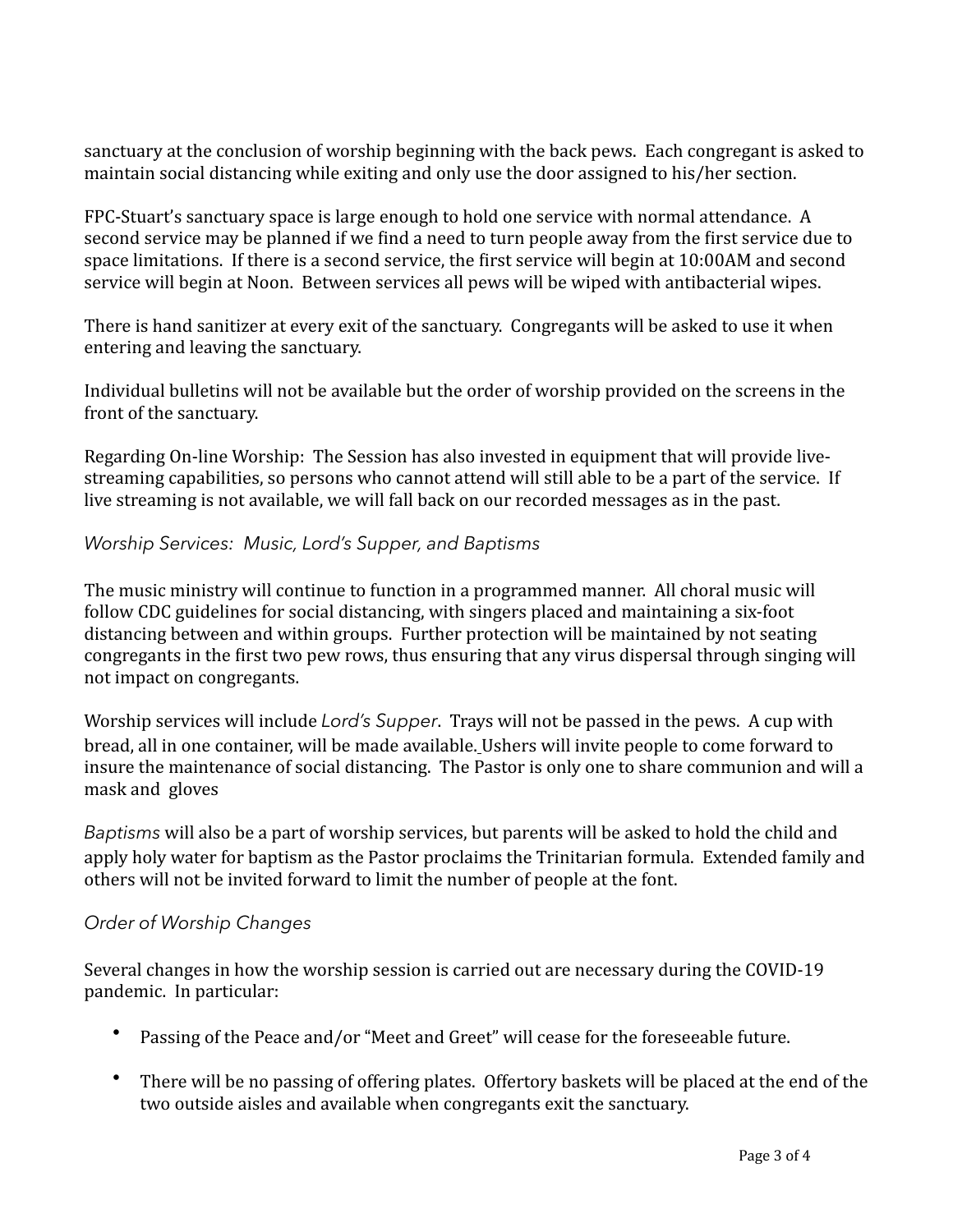sanctuary at the conclusion of worship beginning with the back pews. Each congregant is asked to maintain social distancing while exiting and only use the door assigned to his/her section.

FPC-Stuart's sanctuary space is large enough to hold one service with normal attendance. A second service may be planned if we find a need to turn people away from the first service due to space limitations. If there is a second service, the first service will begin at 10:00AM and second service will begin at Noon. Between services all pews will be wiped with antibacterial wipes.

There is hand sanitizer at every exit of the sanctuary. Congregants will be asked to use it when entering and leaving the sanctuary.

Individual bulletins will not be available but the order of worship provided on the screens in the front of the sanctuary.

Regarding On-line Worship: The Session has also invested in equipment that will provide live-streaming capabilities, so persons who cannot attend will still able to be a part of the service. If live streaming is not available, we will fall back on our recorded messages as in the past.

### *Worship Services: Music, Lord's Supper, and Baptisms*

The music ministry will continue to function in a programmed manner. All choral music will follow CDC guidelines for social distancing, with singers placed and maintaining a six-foot distancing between and within groups. Further protection will be maintained by not seating congregants in the first two pew rows, thus ensuring that any virus dispersal through singing will not impact on congregants.

Worship services will include *Lord's Supper*. Trays will not be passed in the pews. A cup with bread, all in one container, will be made available. Ushers will invite people to come forward to insure the maintenance of social distancing. The Pastor is only one to share communion and will a mask and gloves

*Baptisms* will also be a part of worship services, but parents will be asked to hold the child and apply holy water for baptism as the Pastor proclaims the Trinitarian formula. Extended family and others will not be invited forward to limit the number of people at the font.

### *Order of Worship Changes*

Several changes in how the worship session is carried out are necessary during the COVID-19 pandemic. In particular:

- Passing of the Peace and/or "Meet and Greet" will cease for the foreseeable future.
- There will be no passing of offering plates. Offertory baskets will be placed at the end of the two outside aisles and available when congregants exit the sanctuary.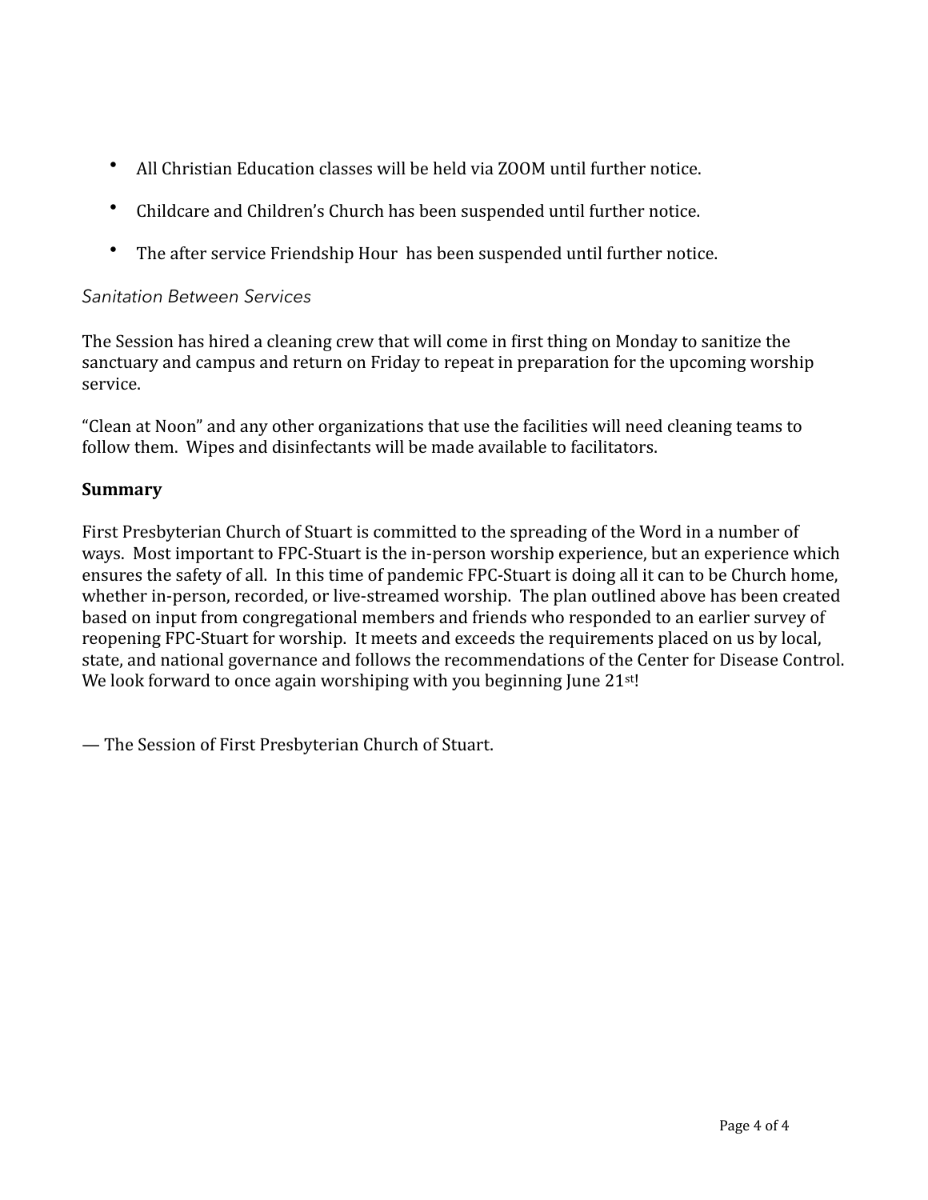- All Christian Education classes will be held via ZOOM until further notice.
- Childcare and Children's Church has been suspended until further notice.
- The after service Friendship Hour has been suspended until further notice.

*Sanitation Between Services*

The Session has hired a cleaning crew that will come in first thing on Monday to sanitize the sanctuary and campus and return on Friday to repeat in preparation for the upcoming worship service.

"Clean at Noon" and any other organizations that use the facilities will need cleaning teams to follow them. Wipes and disinfectants will be made available to facilitators.

**Summary**

First Presbyterian Church of Stuart is committed to the spreading of the Word in a number of ways. Most important to FPC-Stuart is the in-person worship experience, but an experience which ensures the safety of all. In this time of pandemic FPC-Stuart is doing all it can to be Church home, whether in-person, recorded, or live-streamed worship. The plan outlined above has been created based on input from congregational members and friends who responded to an earlier survey of reopening FPC-Stuart for worship. It meets and exceeds the requirements placed on us by local, state, and national governance and follows the recommendations of the Center for Disease Control. We look forward to once again worshiping with you beginning June 21st!

— The Session of First Presbyterian Church of Stuart.